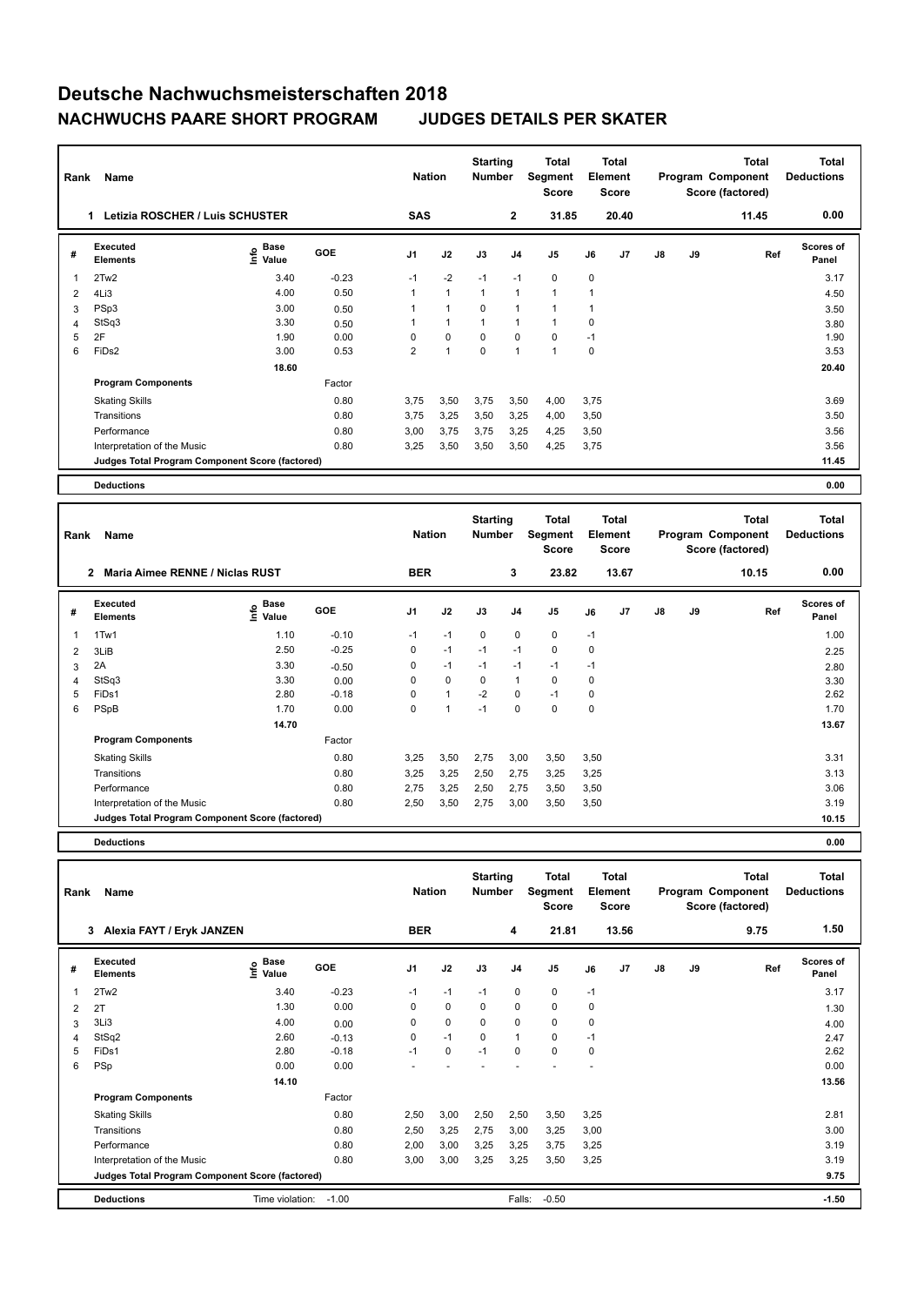# Deutsche Nachwuchsmeisterschaften 2018

## NACHWUCHS PAARE SHORT PROGRAM JUDGES DETAILS PER SKATER

| Rank | Name | Nation | Starting Number | Total Segment Score | Total Element Score | Total Program Component Score (factored) | Total Deductions |
|---|---|---|---|---|---|---|---|
| 1 | Letizia ROSCHER / Luis SCHUSTER | SAS | 2 | 31.85 | 20.40 | 11.45 | 0.00 |

| # | Executed Elements | Info | Base Value | GOE | J1 | J2 | J3 | J4 | J5 | J6 | J7 | J8 | J9 | Ref | Scores of Panel |
|---|---|---|---|---|---|---|---|---|---|---|---|---|---|---|---|
| 1 | 2Tw2 | | 3.40 | -0.23 | -1 | -2 | -1 | -1 | 0 | 0 | | | | | 3.17 |
| 2 | 4Li3 | | 4.00 | 0.50 | 1 | 1 | 1 | 1 | 1 | 1 | | | | | 4.50 |
| 3 | PSp3 | | 3.00 | 0.50 | 1 | 1 | 0 | 1 | 1 | 1 | | | | | 3.50 |
| 4 | StSq3 | | 3.30 | 0.50 | 1 | 1 | 1 | 1 | 1 | 0 | | | | | 3.80 |
| 5 | 2F | | 1.90 | 0.00 | 0 | 0 | 0 | 0 | 0 | -1 | | | | | 1.90 |
| 6 | FiDs2 | | 3.00 | 0.53 | 2 | 1 | 0 | 1 | 1 | 0 | | | | | 3.53 |
| | | | 18.60 | | | | | | | | | | | | 20.40 |

| Program Components | Factor | J1 | J2 | J3 | J4 | J5 | J6 | J7 | J8 | J9 | Scores of Panel |
|---|---|---|---|---|---|---|---|---|---|---|---|
| Skating Skills | 0.80 | 3,75 | 3,50 | 3,75 | 3,50 | 4,00 | 3,75 | | | | 3.69 |
| Transitions | 0.80 | 3,75 | 3,25 | 3,50 | 3,25 | 4,00 | 3,50 | | | | 3.50 |
| Performance | 0.80 | 3,00 | 3,75 | 3,75 | 3,25 | 4,25 | 3,50 | | | | 3.56 |
| Interpretation of the Music | 0.80 | 3,25 | 3,50 | 3,50 | 3,50 | 4,25 | 3,75 | | | | 3.56 |
| Judges Total Program Component Score (factored) | | | | | | | | | | | 11.45 |

**Deductions** 0.00

| Rank | Name | Nation | Starting Number | Total Segment Score | Total Element Score | Total Program Component Score (factored) | Total Deductions |
|---|---|---|---|---|---|---|---|
| 2 | Maria Aimee RENNE / Niclas RUST | BER | 3 | 23.82 | 13.67 | 10.15 | 0.00 |

| # | Executed Elements | Info | Base Value | GOE | J1 | J2 | J3 | J4 | J5 | J6 | J7 | J8 | J9 | Ref | Scores of Panel |
|---|---|---|---|---|---|---|---|---|---|---|---|---|---|---|---|
| 1 | 1Tw1 | | 1.10 | -0.10 | -1 | -1 | 0 | 0 | 0 | -1 | | | | | 1.00 |
| 2 | 3LiB | | 2.50 | -0.25 | 0 | -1 | -1 | -1 | 0 | 0 | | | | | 2.25 |
| 3 | 2A | | 3.30 | -0.50 | 0 | -1 | -1 | -1 | -1 | -1 | | | | | 2.80 |
| 4 | StSq3 | | 3.30 | 0.00 | 0 | 0 | 0 | 1 | 0 | 0 | | | | | 3.30 |
| 5 | FiDs1 | | 2.80 | -0.18 | 0 | 1 | -2 | 0 | -1 | 0 | | | | | 2.62 |
| 6 | PSpB | | 1.70 | 0.00 | 0 | 1 | -1 | 0 | 0 | 0 | | | | | 1.70 |
| | | | 14.70 | | | | | | | | | | | | 13.67 |

| Program Components | Factor | J1 | J2 | J3 | J4 | J5 | J6 | J7 | J8 | J9 | Scores of Panel |
|---|---|---|---|---|---|---|---|---|---|---|---|
| Skating Skills | 0.80 | 3,25 | 3,50 | 2,75 | 3,00 | 3,50 | 3,50 | | | | 3.31 |
| Transitions | 0.80 | 3,25 | 3,25 | 2,50 | 2,75 | 3,25 | 3,25 | | | | 3.13 |
| Performance | 0.80 | 2,75 | 3,25 | 2,50 | 2,75 | 3,50 | 3,50 | | | | 3.06 |
| Interpretation of the Music | 0.80 | 2,50 | 3,50 | 2,75 | 3,00 | 3,50 | 3,50 | | | | 3.19 |
| Judges Total Program Component Score (factored) | | | | | | | | | | | 10.15 |

**Deductions** 0.00

| Rank | Name | Nation | Starting Number | Total Segment Score | Total Element Score | Total Program Component Score (factored) | Total Deductions |
|---|---|---|---|---|---|---|---|
| 3 | Alexia FAYT / Eryk JANZEN | BER | 4 | 21.81 | 13.56 | 9.75 | 1.50 |

| # | Executed Elements | Info | Base Value | GOE | J1 | J2 | J3 | J4 | J5 | J6 | J7 | J8 | J9 | Ref | Scores of Panel |
|---|---|---|---|---|---|---|---|---|---|---|---|---|---|---|---|
| 1 | 2Tw2 | | 3.40 | -0.23 | -1 | -1 | -1 | 0 | 0 | -1 | | | | | 3.17 |
| 2 | 2T | | 1.30 | 0.00 | 0 | 0 | 0 | 0 | 0 | 0 | | | | | 1.30 |
| 3 | 3Li3 | | 4.00 | 0.00 | 0 | 0 | 0 | 0 | 0 | 0 | | | | | 4.00 |
| 4 | StSq2 | | 2.60 | -0.13 | 0 | -1 | 0 | 1 | 0 | -1 | | | | | 2.47 |
| 5 | FiDs1 | | 2.80 | -0.18 | -1 | 0 | -1 | 0 | 0 | 0 | | | | | 2.62 |
| 6 | PSp | | 0.00 | 0.00 | - | - | - | - | - | - | | | | | 0.00 |
| | | | 14.10 | | | | | | | | | | | | 13.56 |

| Program Components | Factor | J1 | J2 | J3 | J4 | J5 | J6 | J7 | J8 | J9 | Scores of Panel |
|---|---|---|---|---|---|---|---|---|---|---|---|
| Skating Skills | 0.80 | 2,50 | 3,00 | 2,50 | 2,50 | 3,50 | 3,25 | | | | 2.81 |
| Transitions | 0.80 | 2,50 | 3,25 | 2,75 | 3,00 | 3,25 | 3,00 | | | | 3.00 |
| Performance | 0.80 | 2,00 | 3,00 | 3,25 | 3,25 | 3,75 | 3,25 | | | | 3.19 |
| Interpretation of the Music | 0.80 | 3,00 | 3,00 | 3,25 | 3,25 | 3,50 | 3,25 | | | | 3.19 |
| Judges Total Program Component Score (factored) | | | | | | | | | | | 9.75 |

**Deductions** Time violation: -1.00 Falls: -0.50 **-1.50**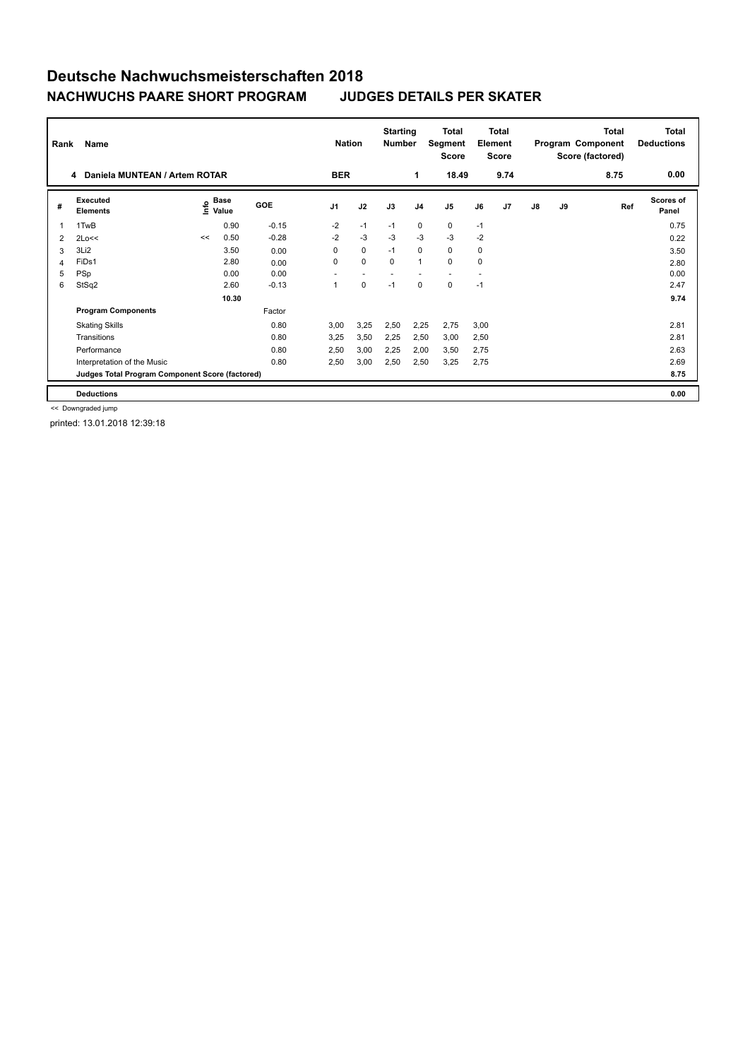# Deutsche Nachwuchsmeisterschaften 2018

## NACHWUCHS PAARE SHORT PROGRAM JUDGES DETAILS PER SKATER

| Rank | Name | Nation | Starting Number | Total Segment Score | Total Element Score | Total Program Component Score (factored) | Total Deductions |
|---|---|---|---|---|---|---|---|
| 4 | Daniela MUNTEAN / Artem ROTAR | BER | 1 | 18.49 | 9.74 | 8.75 | 0.00 |

| # | Executed Elements | Info | Base Value | GOE | J1 | J2 | J3 | J4 | J5 | J6 | J7 | J8 | J9 | Ref | Scores of Panel |
|---|---|---|---|---|---|---|---|---|---|---|---|---|---|---|---|
| 1 | 1TwB | | 0.90 | -0.15 | -2 | -1 | -1 | 0 | 0 | -1 | | | | | 0.75 |
| 2 | 2Lo<< | << | 0.50 | -0.28 | -2 | -3 | -3 | -3 | -3 | -2 | | | | | 0.22 |
| 3 | 3Li2 | | 3.50 | 0.00 | 0 | 0 | -1 | 0 | 0 | 0 | | | | | 3.50 |
| 4 | FiDs1 | | 2.80 | 0.00 | 0 | 0 | 0 | 1 | 0 | 0 | | | | | 2.80 |
| 5 | PSp | | 0.00 | 0.00 | - | - | - | - | - | - | | | | | 0.00 |
| 6 | StSq2 | | 2.60 | -0.13 | 1 | 0 | -1 | 0 | 0 | -1 | | | | | 2.47 |
| | | | 10.30 | | | | | | | | | | | | 9.74 |
| | **Program Components** | | | Factor | | | | | | | | | | | |
| | Skating Skills | | | 0.80 | 3,00 | 3,25 | 2,50 | 2,25 | 2,75 | 3,00 | | | | | 2.81 |
| | Transitions | | | 0.80 | 3,25 | 3,50 | 2,25 | 2,50 | 3,00 | 2,50 | | | | | 2.81 |
| | Performance | | | 0.80 | 2,50 | 3,00 | 2,25 | 2,00 | 3,50 | 2,75 | | | | | 2.63 |
| | Interpretation of the Music | | | 0.80 | 2,50 | 3,00 | 2,50 | 2,50 | 3,25 | 2,75 | | | | | 2.69 |
| | **Judges Total Program Component Score (factored)** | | | | | | | | | | | | | | 8.75 |
| | **Deductions** | | | | | | | | | | | | | | 0.00 |

<< Downgraded jump

printed: 13.01.2018 12:39:18